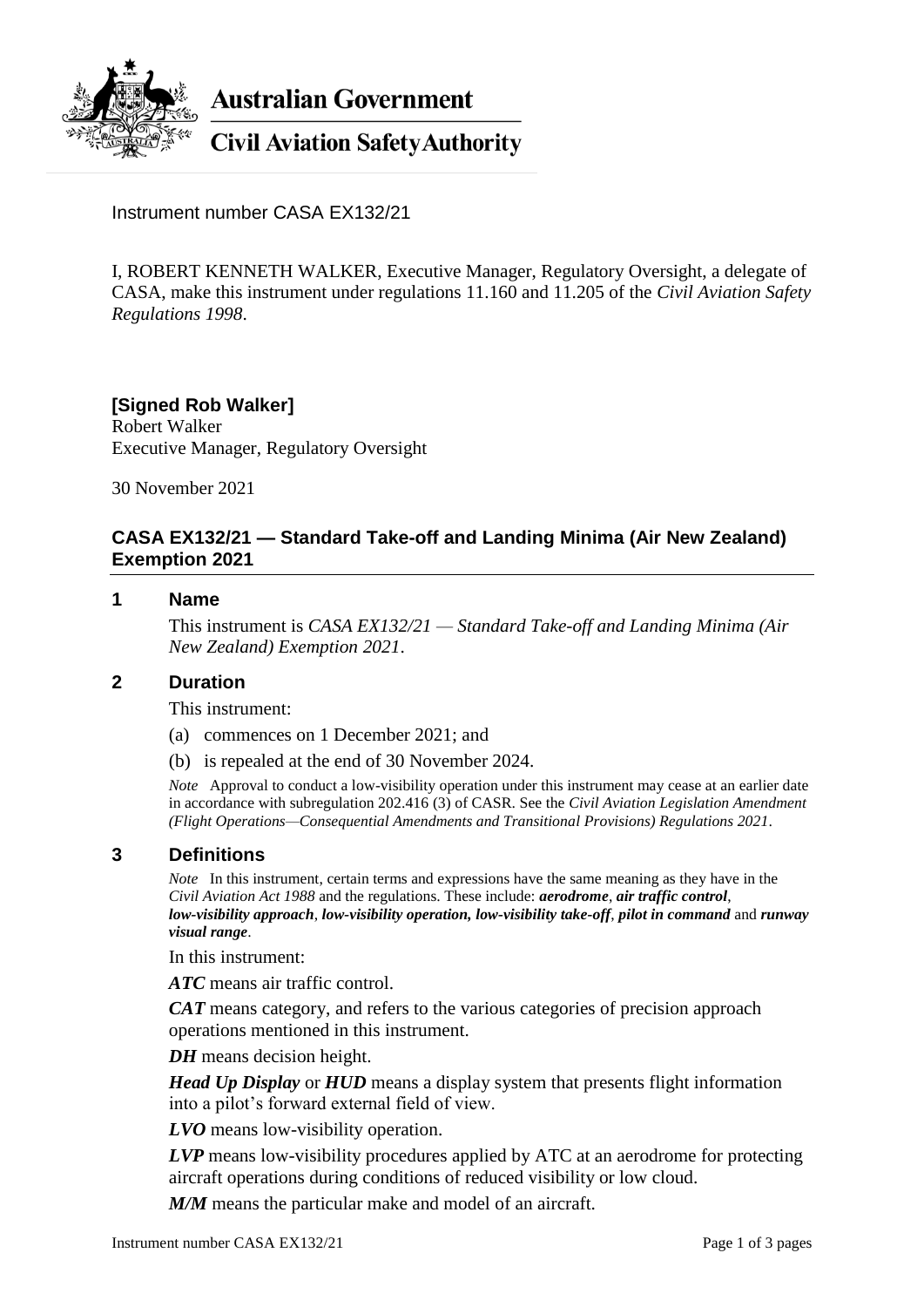**Australian Government**

**Civil Aviation Safety Authority**

Instrument number CASA EX132/21

I, ROBERT KENNETH WALKER, Executive Manager, Regulatory Oversight, a delegate of CASA, make this instrument under regulations 11.160 and 11.205 of the *Civil Aviation Safety Regulations 1998*.

**[Signed Rob Walker]**
Robert Walker
Executive Manager, Regulatory Oversight

30 November 2021

## CASA EX132/21 — Standard Take-off and Landing Minima (Air New Zealand) Exemption 2021

### 1 Name

This instrument is *CASA EX132/21 — Standard Take-off and Landing Minima (Air New Zealand) Exemption 2021*.

### 2 Duration

This instrument:

(a) commences on 1 December 2021; and

(b) is repealed at the end of 30 November 2024.

*Note* Approval to conduct a low-visibility operation under this instrument may cease at an earlier date in accordance with subregulation 202.416 (3) of CASR. See the *Civil Aviation Legislation Amendment (Flight Operations—Consequential Amendments and Transitional Provisions) Regulations 2021*.

### 3 Definitions

*Note* In this instrument, certain terms and expressions have the same meaning as they have in the *Civil Aviation Act 1988* and the regulations. These include: ***aerodrome***, ***air traffic control***, ***low-visibility approach***, ***low-visibility operation, low-visibility take-off***, ***pilot in command*** and ***runway visual range***.

In this instrument:

***ATC*** means air traffic control.

***CAT*** means category, and refers to the various categories of precision approach operations mentioned in this instrument.

***DH*** means decision height.

***Head Up Display*** or ***HUD*** means a display system that presents flight information into a pilot's forward external field of view.

***LVO*** means low-visibility operation.

***LVP*** means low-visibility procedures applied by ATC at an aerodrome for protecting aircraft operations during conditions of reduced visibility or low cloud.

***M/M*** means the particular make and model of an aircraft.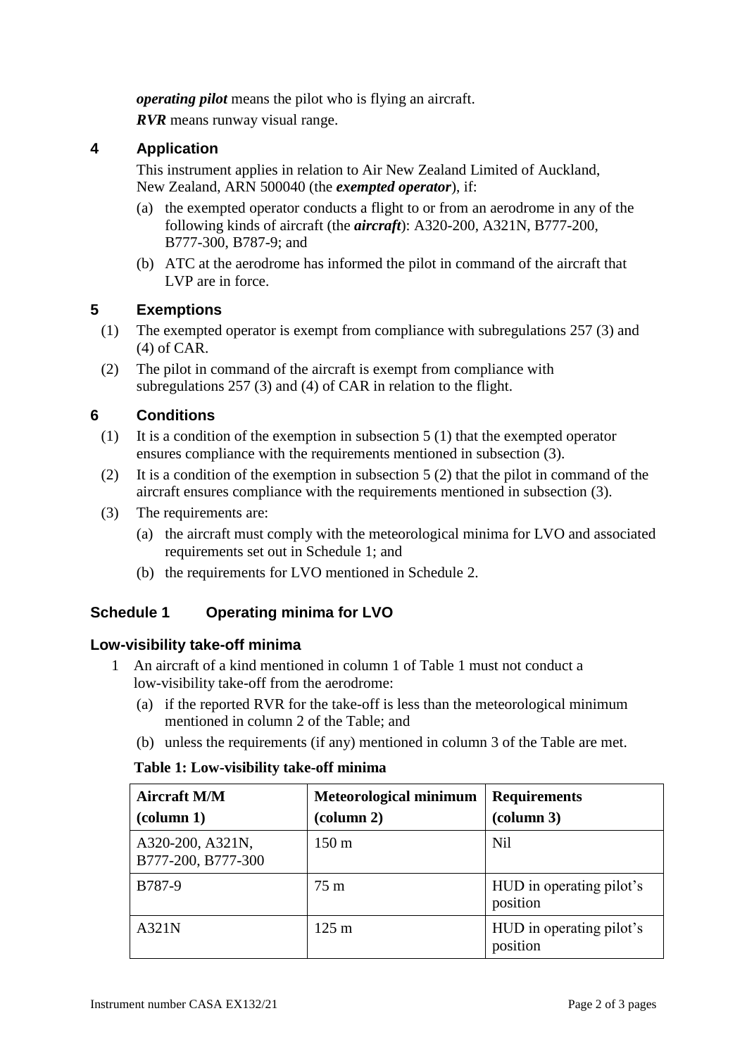***operating pilot*** means the pilot who is flying an aircraft.

***RVR*** means runway visual range.

## 4 Application

This instrument applies in relation to Air New Zealand Limited of Auckland, New Zealand, ARN 500040 (the ***exempted operator***), if:

(a) the exempted operator conducts a flight to or from an aerodrome in any of the following kinds of aircraft (the ***aircraft***): A320-200, A321N, B777-200, B777-300, B787-9; and

(b) ATC at the aerodrome has informed the pilot in command of the aircraft that LVP are in force.

## 5 Exemptions

(1) The exempted operator is exempt from compliance with subregulations 257 (3) and (4) of CAR.

(2) The pilot in command of the aircraft is exempt from compliance with subregulations 257 (3) and (4) of CAR in relation to the flight.

## 6 Conditions

(1) It is a condition of the exemption in subsection 5 (1) that the exempted operator ensures compliance with the requirements mentioned in subsection (3).

(2) It is a condition of the exemption in subsection 5 (2) that the pilot in command of the aircraft ensures compliance with the requirements mentioned in subsection (3).

(3) The requirements are:

(a) the aircraft must comply with the meteorological minima for LVO and associated requirements set out in Schedule 1; and

(b) the requirements for LVO mentioned in Schedule 2.

## Schedule 1 Operating minima for LVO

### Low-visibility take-off minima

1 An aircraft of a kind mentioned in column 1 of Table 1 must not conduct a low-visibility take-off from the aerodrome:

(a) if the reported RVR for the take-off is less than the meteorological minimum mentioned in column 2 of the Table; and

(b) unless the requirements (if any) mentioned in column 3 of the Table are met.

**Table 1: Low-visibility take-off minima**

| **Aircraft M/M (column 1)** | **Meteorological minimum (column 2)** | **Requirements (column 3)** |
|---|---|---|
| A320-200, A321N, B777-200, B777-300 | 150 m | Nil |
| B787-9 | 75 m | HUD in operating pilot's position |
| A321N | 125 m | HUD in operating pilot's position |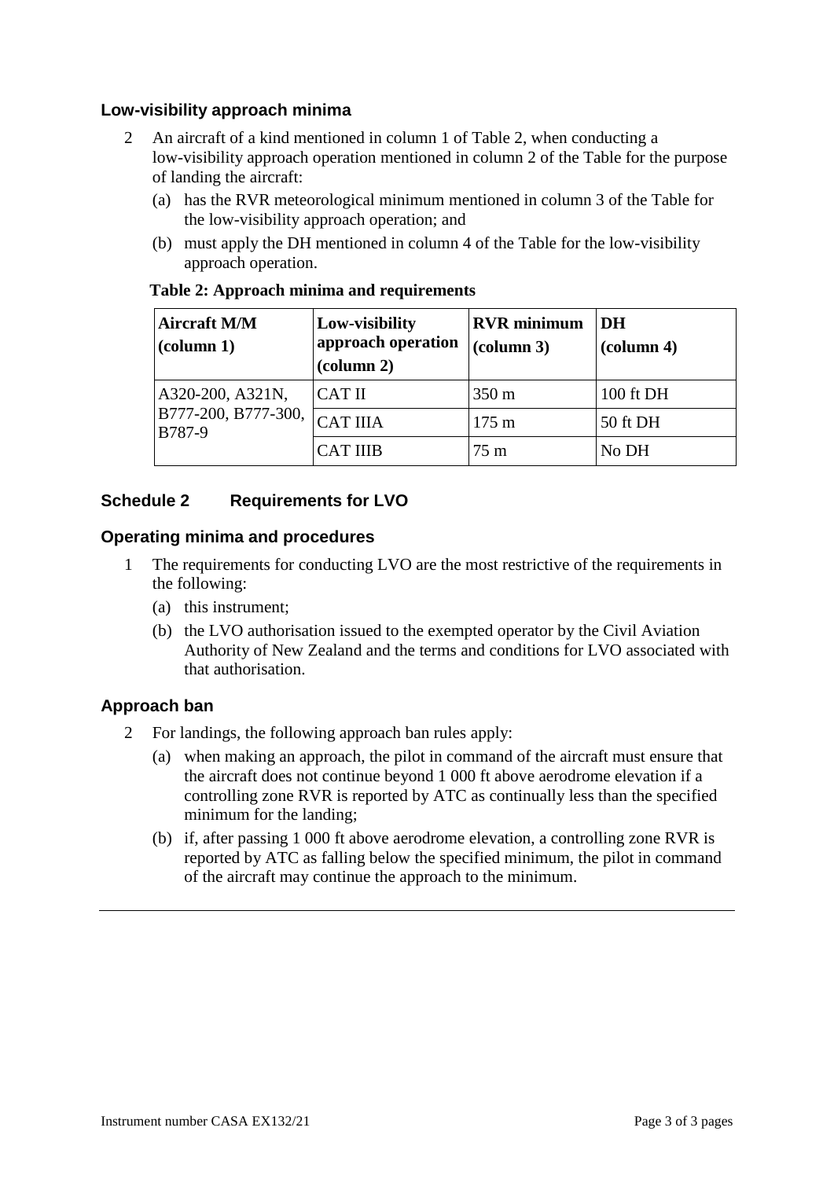### Low-visibility approach minima

2 An aircraft of a kind mentioned in column 1 of Table 2, when conducting a low-visibility approach operation mentioned in column 2 of the Table for the purpose of landing the aircraft:

(a) has the RVR meteorological minimum mentioned in column 3 of the Table for the low-visibility approach operation; and

(b) must apply the DH mentioned in column 4 of the Table for the low-visibility approach operation.

**Table 2: Approach minima and requirements**

| Aircraft M/M (column 1) | Low-visibility approach operation (column 2) | RVR minimum (column 3) | DH (column 4) |
|---|---|---|---|
| A320-200, A321N, B777-200, B777-300, B787-9 | CAT II | 350 m | 100 ft DH |
| | CAT IIIA | 175 m | 50 ft DH |
| | CAT IIIB | 75 m | No DH |

## Schedule 2 Requirements for LVO

### Operating minima and procedures

1 The requirements for conducting LVO are the most restrictive of the requirements in the following:

(a) this instrument;

(b) the LVO authorisation issued to the exempted operator by the Civil Aviation Authority of New Zealand and the terms and conditions for LVO associated with that authorisation.

### Approach ban

2 For landings, the following approach ban rules apply:

(a) when making an approach, the pilot in command of the aircraft must ensure that the aircraft does not continue beyond 1 000 ft above aerodrome elevation if a controlling zone RVR is reported by ATC as continually less than the specified minimum for the landing;

(b) if, after passing 1 000 ft above aerodrome elevation, a controlling zone RVR is reported by ATC as falling below the specified minimum, the pilot in command of the aircraft may continue the approach to the minimum.